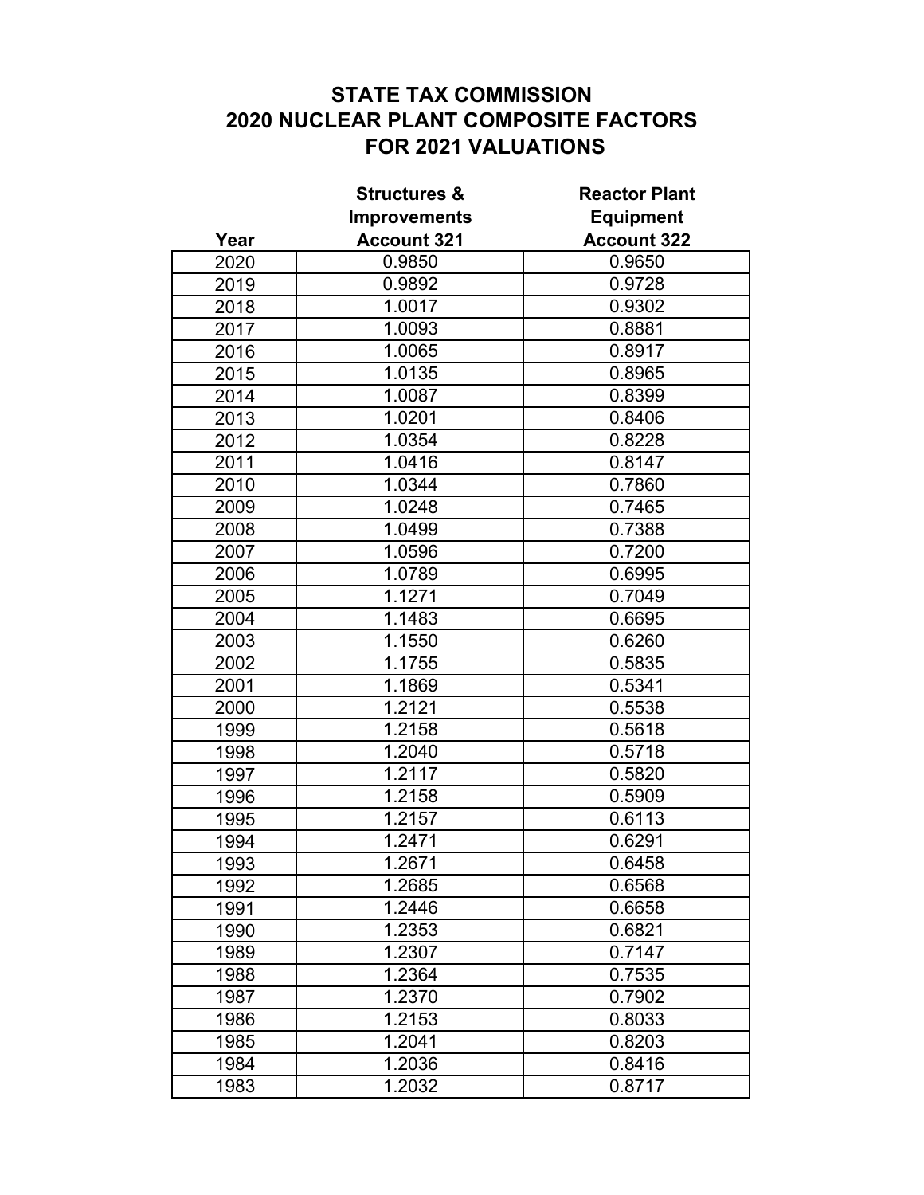# STATE TAX COMMISSION
# 2020 NUCLEAR PLANT COMPOSITE FACTORS
# FOR 2021 VALUATIONS

| Year | Structures & Improvements Account 321 | Reactor Plant Equipment Account 322 |
|---|---|---|
| 2020 | 0.9850 | 0.9650 |
| 2019 | 0.9892 | 0.9728 |
| 2018 | 1.0017 | 0.9302 |
| 2017 | 1.0093 | 0.8881 |
| 2016 | 1.0065 | 0.8917 |
| 2015 | 1.0135 | 0.8965 |
| 2014 | 1.0087 | 0.8399 |
| 2013 | 1.0201 | 0.8406 |
| 2012 | 1.0354 | 0.8228 |
| 2011 | 1.0416 | 0.8147 |
| 2010 | 1.0344 | 0.7860 |
| 2009 | 1.0248 | 0.7465 |
| 2008 | 1.0499 | 0.7388 |
| 2007 | 1.0596 | 0.7200 |
| 2006 | 1.0789 | 0.6995 |
| 2005 | 1.1271 | 0.7049 |
| 2004 | 1.1483 | 0.6695 |
| 2003 | 1.1550 | 0.6260 |
| 2002 | 1.1755 | 0.5835 |
| 2001 | 1.1869 | 0.5341 |
| 2000 | 1.2121 | 0.5538 |
| 1999 | 1.2158 | 0.5618 |
| 1998 | 1.2040 | 0.5718 |
| 1997 | 1.2117 | 0.5820 |
| 1996 | 1.2158 | 0.5909 |
| 1995 | 1.2157 | 0.6113 |
| 1994 | 1.2471 | 0.6291 |
| 1993 | 1.2671 | 0.6458 |
| 1992 | 1.2685 | 0.6568 |
| 1991 | 1.2446 | 0.6658 |
| 1990 | 1.2353 | 0.6821 |
| 1989 | 1.2307 | 0.7147 |
| 1988 | 1.2364 | 0.7535 |
| 1987 | 1.2370 | 0.7902 |
| 1986 | 1.2153 | 0.8033 |
| 1985 | 1.2041 | 0.8203 |
| 1984 | 1.2036 | 0.8416 |
| 1983 | 1.2032 | 0.8717 |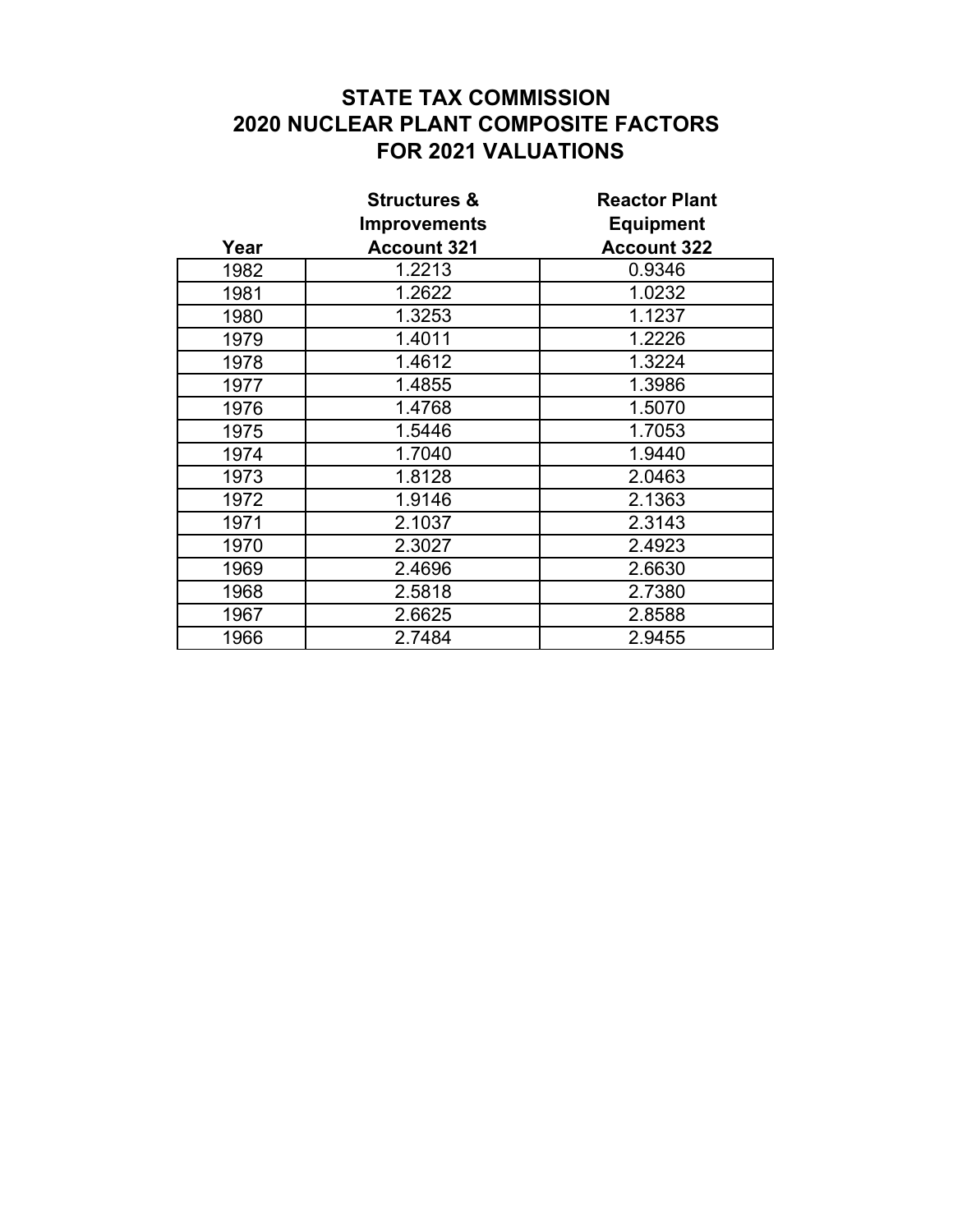# STATE TAX COMMISSION
# 2020 NUCLEAR PLANT COMPOSITE FACTORS
# FOR 2021 VALUATIONS

| Year | Structures & Improvements Account 321 | Reactor Plant Equipment Account 322 |
|---|---|---|
| 1982 | 1.2213 | 0.9346 |
| 1981 | 1.2622 | 1.0232 |
| 1980 | 1.3253 | 1.1237 |
| 1979 | 1.4011 | 1.2226 |
| 1978 | 1.4612 | 1.3224 |
| 1977 | 1.4855 | 1.3986 |
| 1976 | 1.4768 | 1.5070 |
| 1975 | 1.5446 | 1.7053 |
| 1974 | 1.7040 | 1.9440 |
| 1973 | 1.8128 | 2.0463 |
| 1972 | 1.9146 | 2.1363 |
| 1971 | 2.1037 | 2.3143 |
| 1970 | 2.3027 | 2.4923 |
| 1969 | 2.4696 | 2.6630 |
| 1968 | 2.5818 | 2.7380 |
| 1967 | 2.6625 | 2.8588 |
| 1966 | 2.7484 | 2.9455 |